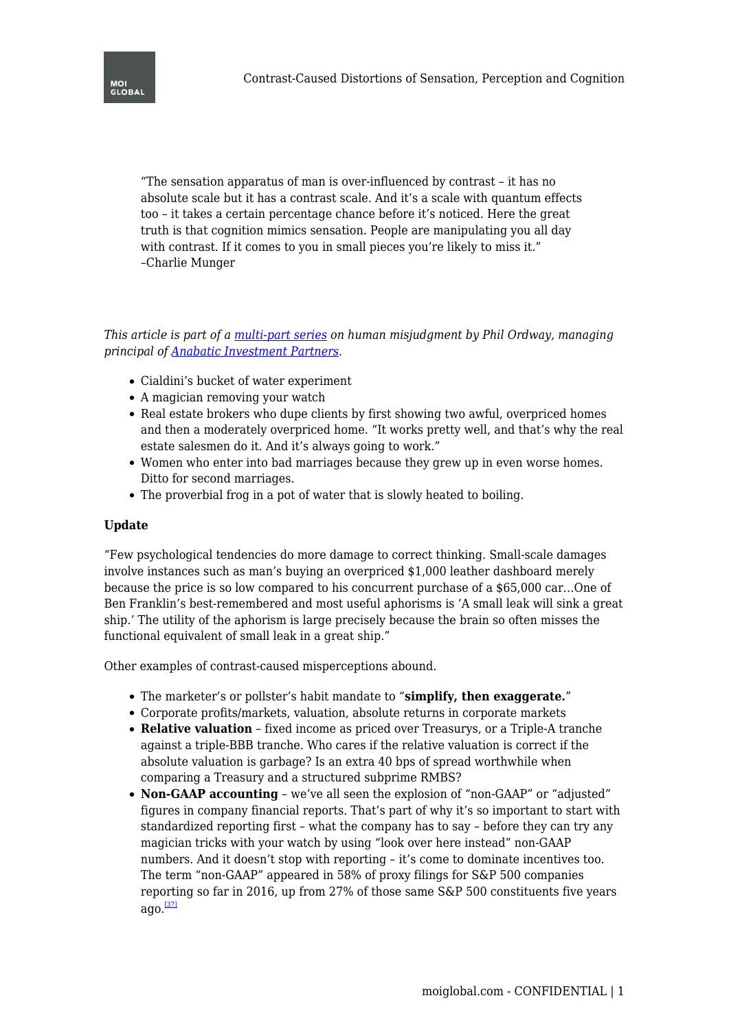> "The sensation apparatus of man is over-influenced by contrast – it has no absolute scale but it has a contrast scale. And it's a scale with quantum effects too – it takes a certain percentage chance before it's noticed. Here the great truth is that cognition mimics sensation. People are manipulating you all day with contrast. If it comes to you in small pieces you're likely to miss it."
> –Charlie Munger

*This article is part of a multi-part series on human misjudgment by Phil Ordway, managing principal of Anabatic Investment Partners.*

- Cialdini's bucket of water experiment
- A magician removing your watch
- Real estate brokers who dupe clients by first showing two awful, overpriced homes and then a moderately overpriced home. "It works pretty well, and that's why the real estate salesmen do it. And it's always going to work."
- Women who enter into bad marriages because they grew up in even worse homes. Ditto for second marriages.
- The proverbial frog in a pot of water that is slowly heated to boiling.

**Update**

"Few psychological tendencies do more damage to correct thinking. Small-scale damages involve instances such as man's buying an overpriced $1,000 leather dashboard merely because the price is so low compared to his concurrent purchase of a $65,000 car…One of Ben Franklin's best-remembered and most useful aphorisms is 'A small leak will sink a great ship.' The utility of the aphorism is large precisely because the brain so often misses the functional equivalent of small leak in a great ship."

Other examples of contrast-caused misperceptions abound.

- The marketer's or pollster's habit mandate to "**simplify, then exaggerate.**"
- Corporate profits/markets, valuation, absolute returns in corporate markets
- **Relative valuation** – fixed income as priced over Treasurys, or a Triple-A tranche against a triple-BBB tranche. Who cares if the relative valuation is correct if the absolute valuation is garbage? Is an extra 40 bps of spread worthwhile when comparing a Treasury and a structured subprime RMBS?
- **Non-GAAP accounting** – we've all seen the explosion of "non-GAAP" or "adjusted" figures in company financial reports. That's part of why it's so important to start with standardized reporting first – what the company has to say – before they can try any magician tricks with your watch by using "look over here instead" non-GAAP numbers. And it doesn't stop with reporting – it's come to dominate incentives too. The term "non-GAAP" appeared in 58% of proxy filings for S&P 500 companies reporting so far in 2016, up from 27% of those same S&P 500 constituents five years ago.[37]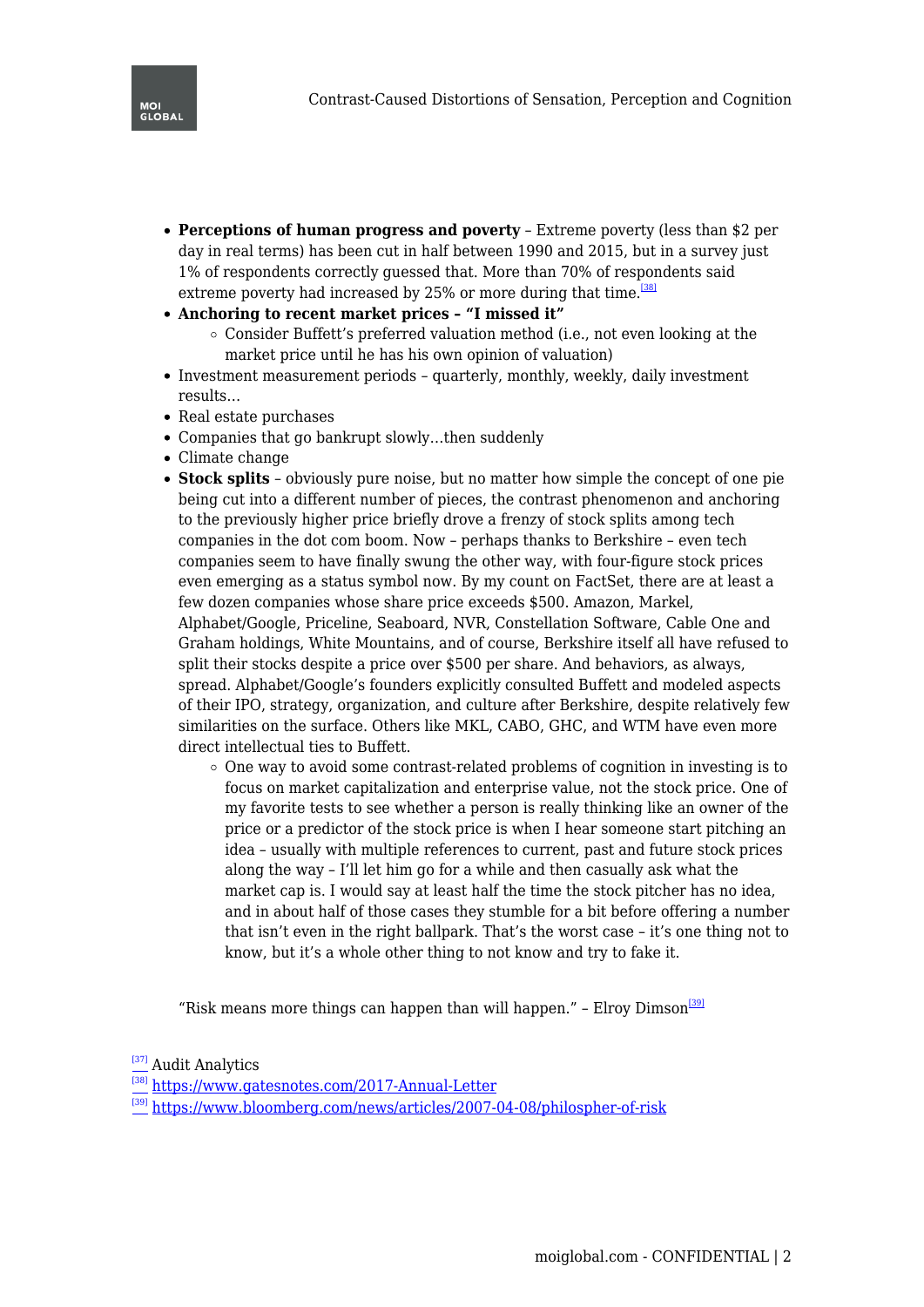- **Perceptions of human progress and poverty** – Extreme poverty (less than $2 per day in real terms) has been cut in half between 1990 and 2015, but in a survey just 1% of respondents correctly guessed that. More than 70% of respondents said extreme poverty had increased by 25% or more during that time.[38]
- **Anchoring to recent market prices – "I missed it"**
    - Consider Buffett's preferred valuation method (i.e., not even looking at the market price until he has his own opinion of valuation)
- Investment measurement periods – quarterly, monthly, weekly, daily investment results…
- Real estate purchases
- Companies that go bankrupt slowly…then suddenly
- Climate change
- **Stock splits** – obviously pure noise, but no matter how simple the concept of one pie being cut into a different number of pieces, the contrast phenomenon and anchoring to the previously higher price briefly drove a frenzy of stock splits among tech companies in the dot com boom. Now – perhaps thanks to Berkshire – even tech companies seem to have finally swung the other way, with four-figure stock prices even emerging as a status symbol now. By my count on FactSet, there are at least a few dozen companies whose share price exceeds $500. Amazon, Markel, Alphabet/Google, Priceline, Seaboard, NVR, Constellation Software, Cable One and Graham holdings, White Mountains, and of course, Berkshire itself all have refused to split their stocks despite a price over $500 per share. And behaviors, as always, spread. Alphabet/Google's founders explicitly consulted Buffett and modeled aspects of their IPO, strategy, organization, and culture after Berkshire, despite relatively few similarities on the surface. Others like MKL, CABO, GHC, and WTM have even more direct intellectual ties to Buffett.
    - One way to avoid some contrast-related problems of cognition in investing is to focus on market capitalization and enterprise value, not the stock price. One of my favorite tests to see whether a person is really thinking like an owner of the price or a predictor of the stock price is when I hear someone start pitching an idea – usually with multiple references to current, past and future stock prices along the way – I'll let him go for a while and then casually ask what the market cap is. I would say at least half the time the stock pitcher has no idea, and in about half of those cases they stumble for a bit before offering a number that isn't even in the right ballpark. That's the worst case – it's one thing not to know, but it's a whole other thing to not know and try to fake it.

"Risk means more things can happen than will happen." – Elroy Dimson[39]

[37] Audit Analytics
[38] https://www.gatesnotes.com/2017-Annual-Letter
[39] https://www.bloomberg.com/news/articles/2007-04-08/philospher-of-risk